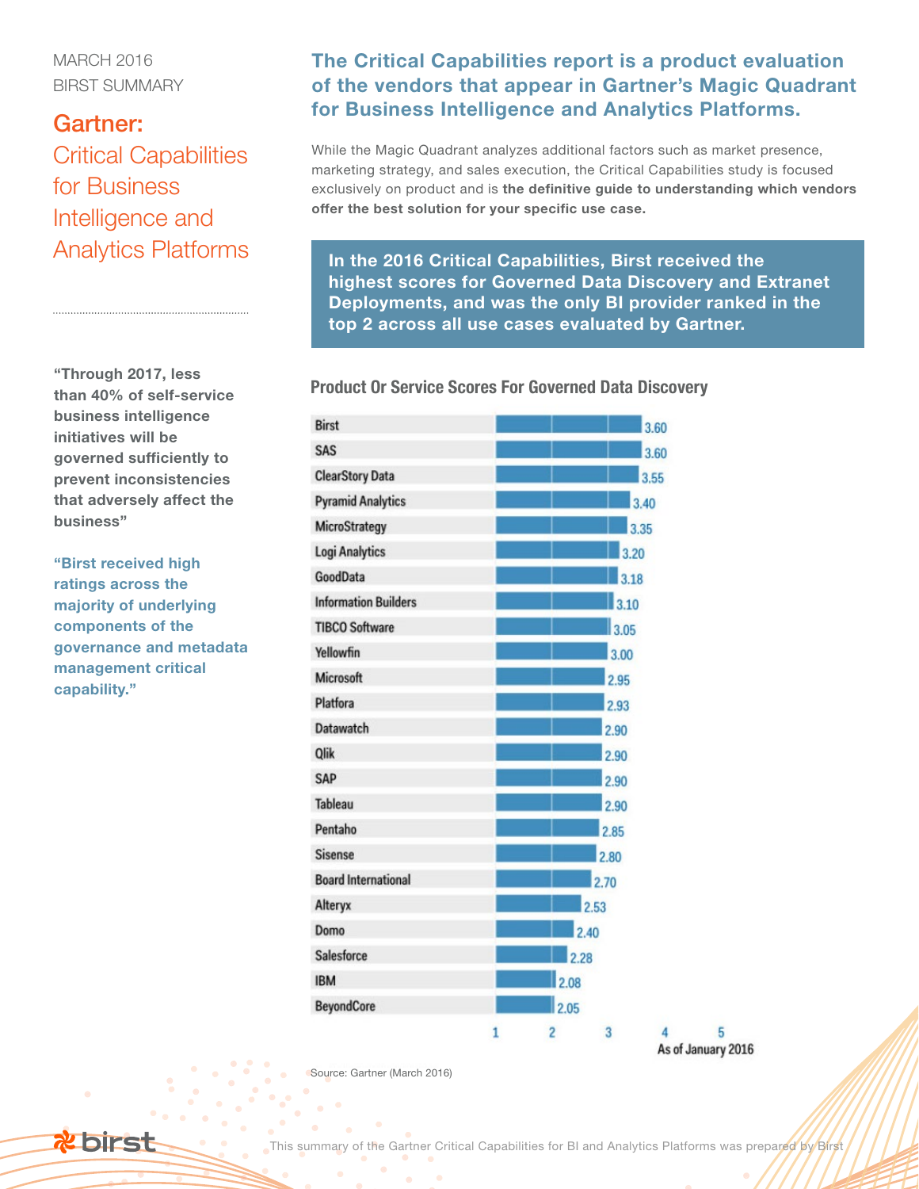MARCH 2016
BIRST SUMMARY

# Gartner: Critical Capabilities for Business Intelligence and Analytics Platforms

**"Through 2017, less than 40% of self-service business intelligence initiatives will be governed sufficiently to prevent inconsistencies that adversely affect the business"**

**"Birst received high ratings across the majority of underlying components of the governance and metadata management critical capability."**

## The Critical Capabilities report is a product evaluation of the vendors that appear in Gartner's Magic Quadrant for Business Intelligence and Analytics Platforms.

While the Magic Quadrant analyzes additional factors such as market presence, marketing strategy, and sales execution, the Critical Capabilities study is focused exclusively on product and is **the definitive guide to understanding which vendors offer the best solution for your specific use case.**

**In the 2016 Critical Capabilities, Birst received the highest scores for Governed Data Discovery and Extranet Deployments, and was the only BI provider ranked in the top 2 across all use cases evaluated by Gartner.**

### Product Or Service Scores For Governed Data Discovery

| Vendor | Score |
|---|---|
| Birst | 3.60 |
| SAS | 3.60 |
| ClearStory Data | 3.55 |
| Pyramid Analytics | 3.40 |
| MicroStrategy | 3.35 |
| Logi Analytics | 3.20 |
| GoodData | 3.18 |
| Information Builders | 3.10 |
| TIBCO Software | 3.05 |
| Yellowfin | 3.00 |
| Microsoft | 2.95 |
| Platfora | 2.93 |
| Datawatch | 2.90 |
| Qlik | 2.90 |
| SAP | 2.90 |
| Tableau | 2.90 |
| Pentaho | 2.85 |
| Sisense | 2.80 |
| Board International | 2.70 |
| Alteryx | 2.53 |
| Domo | 2.40 |
| Salesforce | 2.28 |
| IBM | 2.08 |
| BeyondCore | 2.05 |

As of January 2016

Source: Gartner (March 2016)

This summary of the Gartner Critical Capabilities for BI and Analytics Platforms was prepared by Birst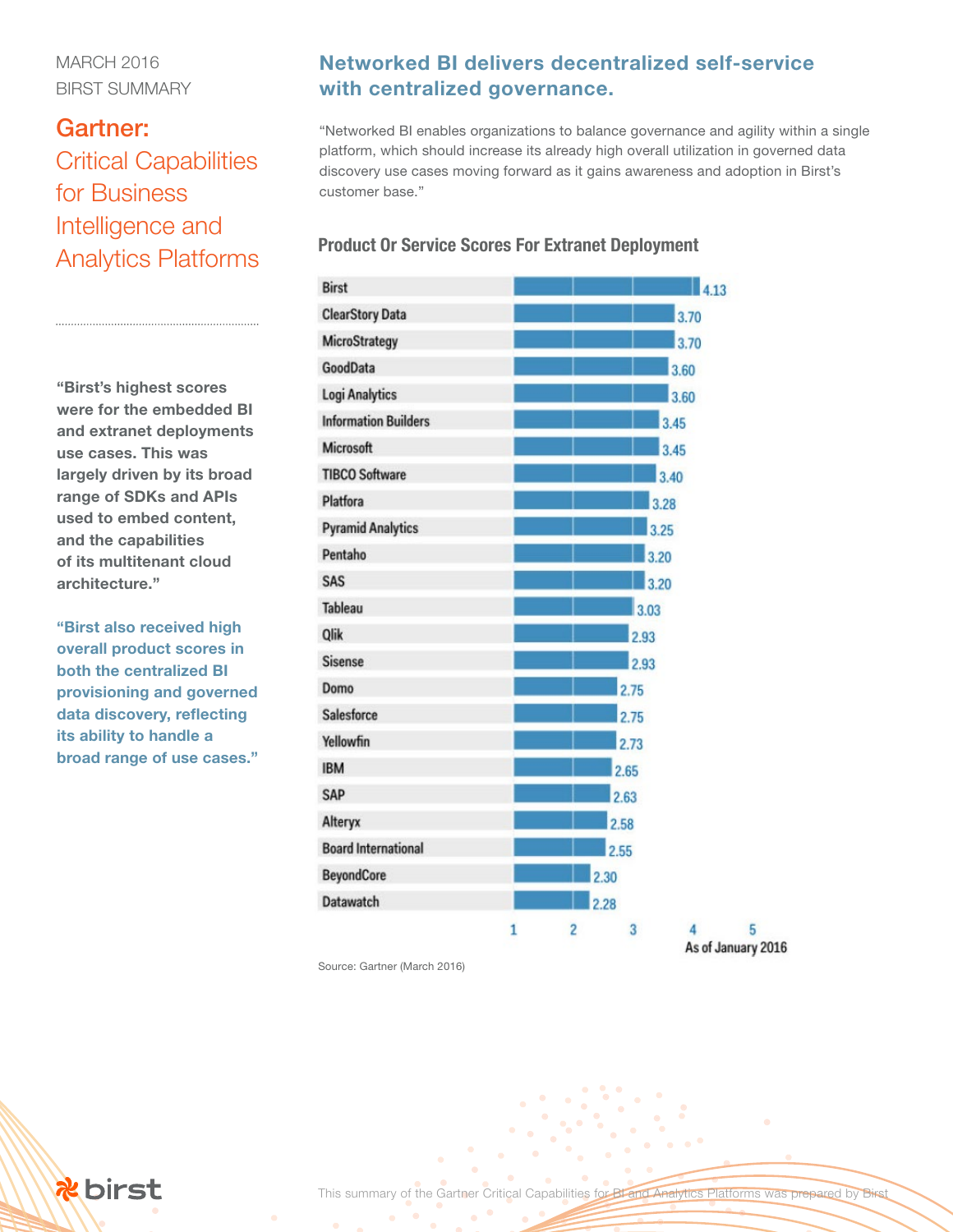MARCH 2016
BIRST SUMMARY

# Gartner:

## Critical Capabilities for Business Intelligence and Analytics Platforms

**"Birst's highest scores were for the embedded BI and extranet deployments use cases. This was largely driven by its broad range of SDKs and APIs used to embed content, and the capabilities of its multitenant cloud architecture."**

**"Birst also received high overall product scores in both the centralized BI provisioning and governed data discovery, reflecting its ability to handle a broad range of use cases."**

## Networked BI delivers decentralized self-service with centralized governance.

"Networked BI enables organizations to balance governance and agility within a single platform, which should increase its already high overall utilization in governed data discovery use cases moving forward as it gains awareness and adoption in Birst's customer base."

### Product Or Service Scores For Extranet Deployment

| Vendor | Score |
|---|---|
| Birst | 4.13 |
| ClearStory Data | 3.70 |
| MicroStrategy | 3.70 |
| GoodData | 3.60 |
| Logi Analytics | 3.60 |
| Information Builders | 3.45 |
| Microsoft | 3.45 |
| TIBCO Software | 3.40 |
| Platfora | 3.28 |
| Pyramid Analytics | 3.25 |
| Pentaho | 3.20 |
| SAS | 3.20 |
| Tableau | 3.03 |
| Qlik | 2.93 |
| Sisense | 2.93 |
| Domo | 2.75 |
| Salesforce | 2.75 |
| Yellowfin | 2.73 |
| IBM | 2.65 |
| SAP | 2.63 |
| Alteryx | 2.58 |
| Board International | 2.55 |
| BeyondCore | 2.30 |
| Datawatch | 2.28 |

As of January 2016

Source: Gartner (March 2016)

This summary of the Gartner Critical Capabilities for BI and Analytics Platforms was prepared by Birst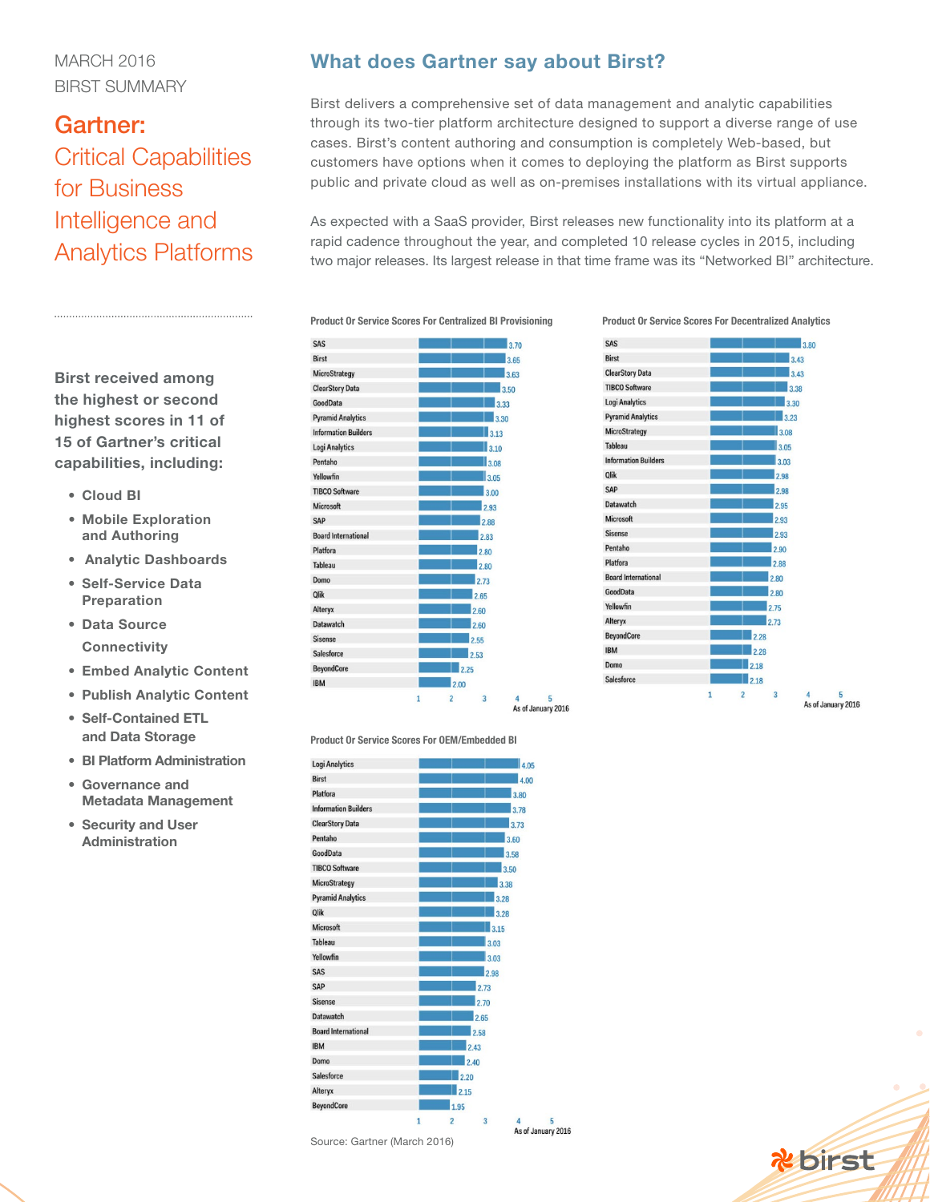MARCH 2016
BIRST SUMMARY

# Gartner: Critical Capabilities for Business Intelligence and Analytics Platforms

**Birst received among the highest or second highest scores in 11 of 15 of Gartner's critical capabilities, including:**

- **Cloud BI**
- **Mobile Exploration and Authoring**
- **Analytic Dashboards**
- **Self-Service Data Preparation**
- **Data Source Connectivity**
- **Embed Analytic Content**
- **Publish Analytic Content**
- **Self-Contained ETL and Data Storage**
- **BI Platform Administration**
- **Governance and Metadata Management**
- **Security and User Administration**

## What does Gartner say about Birst?

Birst delivers a comprehensive set of data management and analytic capabilities through its two-tier platform architecture designed to support a diverse range of use cases. Birst's content authoring and consumption is completely Web-based, but customers have options when it comes to deploying the platform as Birst supports public and private cloud as well as on-premises installations with its virtual appliance.

As expected with a SaaS provider, Birst releases new functionality into its platform at a rapid cadence throughout the year, and completed 10 release cycles in 2015, including two major releases. Its largest release in that time frame was its "Networked BI" architecture.

**Product Or Service Scores For Centralized BI Provisioning** (As of January 2016)

| Vendor | Score |
|---|---|
| SAS | 3.70 |
| Birst | 3.65 |
| MicroStrategy | 3.63 |
| ClearStory Data | 3.50 |
| GoodData | 3.33 |
| Pyramid Analytics | 3.30 |
| Information Builders | 3.13 |
| Logi Analytics | 3.10 |
| Pentaho | 3.08 |
| Yellowfin | 3.05 |
| TIBCO Software | 3.00 |
| Microsoft | 2.93 |
| SAP | 2.88 |
| Board International | 2.83 |
| Platfora | 2.80 |
| Tableau | 2.80 |
| Domo | 2.73 |
| Qlik | 2.65 |
| Alteryx | 2.60 |
| Datawatch | 2.60 |
| Sisense | 2.55 |
| Salesforce | 2.53 |
| BeyondCore | 2.25 |
| IBM | 2.00 |

**Product Or Service Scores For Decentralized Analytics** (As of January 2016)

| Vendor | Score |
|---|---|
| SAS | 3.80 |
| Birst | 3.43 |
| ClearStory Data | 3.43 |
| TIBCO Software | 3.38 |
| Logi Analytics | 3.30 |
| Pyramid Analytics | 3.23 |
| MicroStrategy | 3.08 |
| Tableau | 3.05 |
| Information Builders | 3.03 |
| Qlik | 2.98 |
| SAP | 2.98 |
| Datawatch | 2.95 |
| Microsoft | 2.93 |
| Sisense | 2.93 |
| Pentaho | 2.90 |
| Platfora | 2.88 |
| Board International | 2.80 |
| GoodData | 2.80 |
| Yellowfin | 2.75 |
| Alteryx | 2.73 |
| BeyondCore | 2.28 |
| IBM | 2.28 |
| Domo | 2.18 |
| Salesforce | 2.18 |

**Product Or Service Scores For OEM/Embedded BI** (As of January 2016)

| Vendor | Score |
|---|---|
| Logi Analytics | 4.05 |
| Birst | 4.00 |
| Platfora | 3.80 |
| Information Builders | 3.78 |
| ClearStory Data | 3.73 |
| Pentaho | 3.60 |
| GoodData | 3.58 |
| TIBCO Software | 3.50 |
| MicroStrategy | 3.38 |
| Pyramid Analytics | 3.28 |
| Qlik | 3.28 |
| Microsoft | 3.15 |
| Tableau | 3.03 |
| Yellowfin | 3.03 |
| SAS | 2.98 |
| SAP | 2.73 |
| Sisense | 2.70 |
| Datawatch | 2.65 |
| Board International | 2.58 |
| IBM | 2.43 |
| Domo | 2.40 |
| Salesforce | 2.20 |
| Alteryx | 2.15 |
| BeyondCore | 1.95 |

Source: Gartner (March 2016)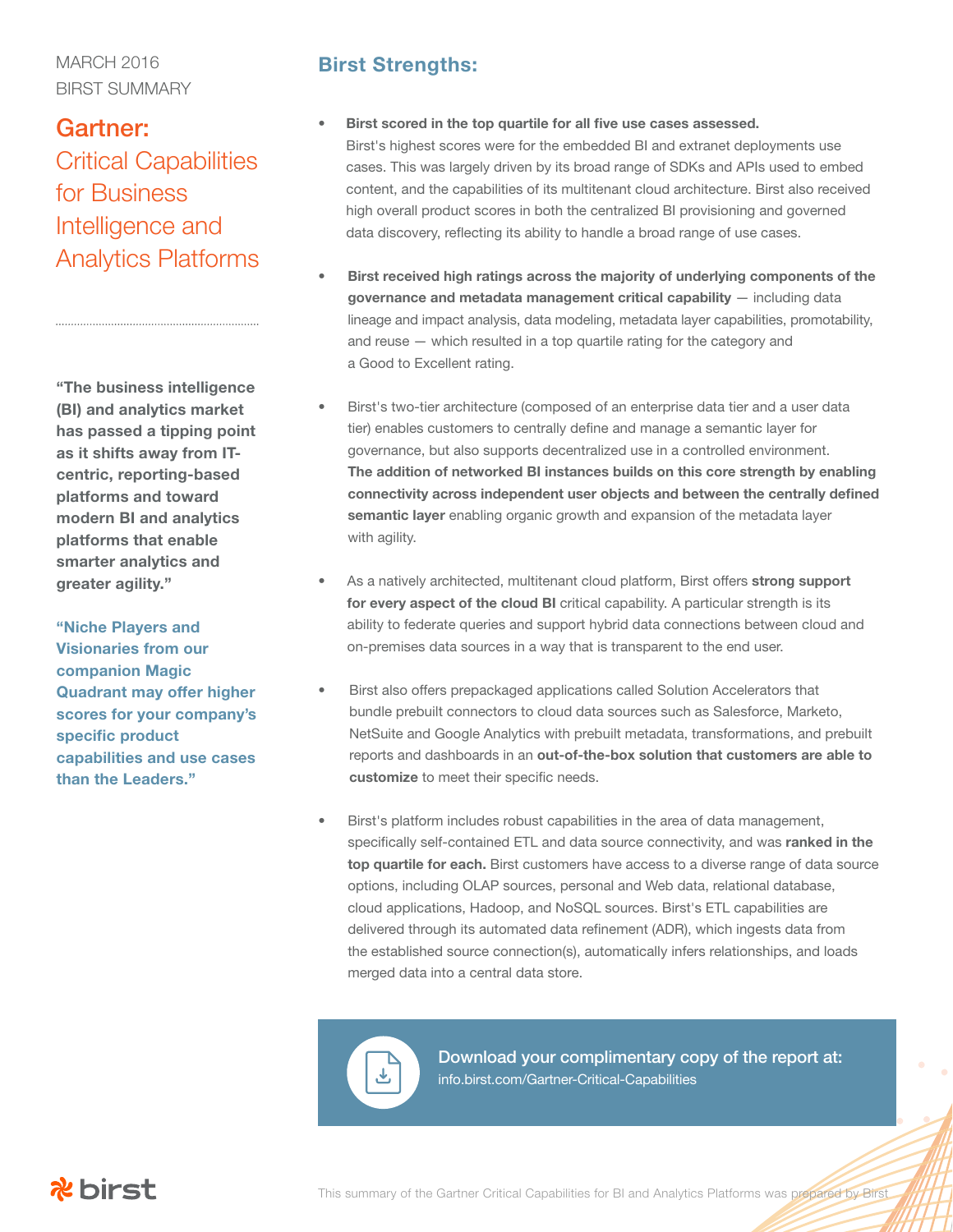MARCH 2016
BIRST SUMMARY

# Gartner: Critical Capabilities for Business Intelligence and Analytics Platforms

**"The business intelligence (BI) and analytics market has passed a tipping point as it shifts away from IT-centric, reporting-based platforms and toward modern BI and analytics platforms that enable smarter analytics and greater agility."**

**"Niche Players and Visionaries from our companion Magic Quadrant may offer higher scores for your company's specific product capabilities and use cases than the Leaders."**

## Birst Strengths:

- **Birst scored in the top quartile for all five use cases assessed.** Birst's highest scores were for the embedded BI and extranet deployments use cases. This was largely driven by its broad range of SDKs and APIs used to embed content, and the capabilities of its multitenant cloud architecture. Birst also received high overall product scores in both the centralized BI provisioning and governed data discovery, reflecting its ability to handle a broad range of use cases.

- **Birst received high ratings across the majority of underlying components of the governance and metadata management critical capability** — including data lineage and impact analysis, data modeling, metadata layer capabilities, promotability, and reuse — which resulted in a top quartile rating for the category and a Good to Excellent rating.

- Birst's two-tier architecture (composed of an enterprise data tier and a user data tier) enables customers to centrally define and manage a semantic layer for governance, but also supports decentralized use in a controlled environment. **The addition of networked BI instances builds on this core strength by enabling connectivity across independent user objects and between the centrally defined semantic layer** enabling organic growth and expansion of the metadata layer with agility.

- As a natively architected, multitenant cloud platform, Birst offers **strong support for every aspect of the cloud BI** critical capability. A particular strength is its ability to federate queries and support hybrid data connections between cloud and on-premises data sources in a way that is transparent to the end user.

- Birst also offers prepackaged applications called Solution Accelerators that bundle prebuilt connectors to cloud data sources such as Salesforce, Marketo, NetSuite and Google Analytics with prebuilt metadata, transformations, and prebuilt reports and dashboards in an **out-of-the-box solution that customers are able to customize** to meet their specific needs.

- Birst's platform includes robust capabilities in the area of data management, specifically self-contained ETL and data source connectivity, and was **ranked in the top quartile for each.** Birst customers have access to a diverse range of data source options, including OLAP sources, personal and Web data, relational database, cloud applications, Hadoop, and NoSQL sources. Birst's ETL capabilities are delivered through its automated data refinement (ADR), which ingests data from the established source connection(s), automatically infers relationships, and loads merged data into a central data store.

**Download your complimentary copy of the report at:**
info.birst.com/Gartner-Critical-Capabilities

birst

This summary of the Gartner Critical Capabilities for BI and Analytics Platforms was prepared by Birst